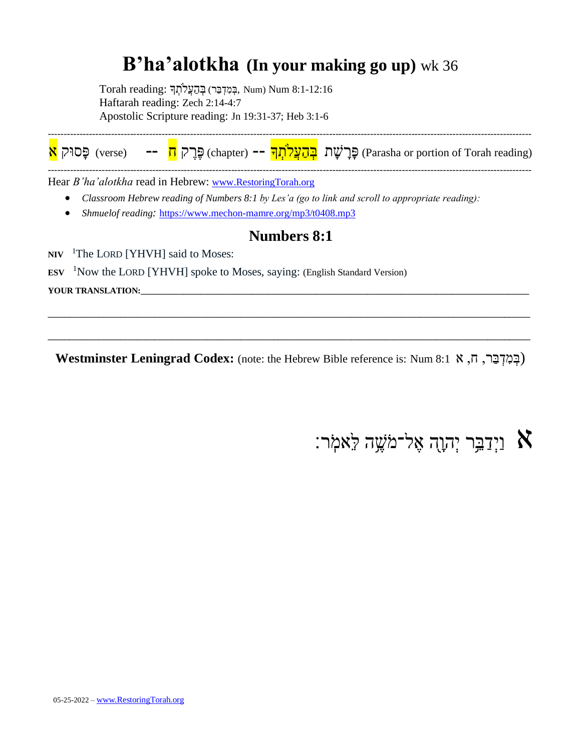# B'ha'alotkha (In your making go up) wk 36

Torah reading: בְּהַעֲלֹתְךָ (בְּמִדְבַּר, Num) Num 8:1-12:16
Haftarah reading: Zech 2:14-4:7
Apostolic Scripture reading: Jn 19:31-37; Heb 3:1-6

---

פָּסוּק א (verse) -- פֶּרֶק ח (chapter) -- פָּרָשַׁת בְּהַעֲלֹתְךָ (Parasha or portion of Torah reading)

---

Hear *B'ha'alotkha* read in Hebrew: www.RestoringTorah.org

- *Classroom Hebrew reading of Numbers 8:1 by Les'a (go to link and scroll to appropriate reading):*
- *Shmuelof reading:* https://www.mechon-mamre.org/mp3/t0408.mp3

## Numbers 8:1

**NIV** [1]The LORD [YHVH] said to Moses:

**ESV** [1]Now the LORD [YHVH] spoke to Moses, saying: (English Standard Version)

**YOUR TRANSLATION:**\_\_\_\_\_\_\_\_\_\_\_\_\_\_\_\_\_\_\_\_\_\_\_\_\_\_\_\_\_\_\_\_\_\_\_\_\_\_\_\_\_\_\_\_\_\_\_\_\_\_\_\_\_\_\_\_\_\_\_\_

\_\_\_\_\_\_\_\_\_\_\_\_\_\_\_\_\_\_\_\_\_\_\_\_\_\_\_\_\_\_\_\_\_\_\_\_\_\_\_\_\_\_\_\_\_\_\_\_\_\_\_\_\_\_\_\_\_\_\_\_\_\_\_\_\_\_\_\_\_\_\_\_\_\_

\_\_\_\_\_\_\_\_\_\_\_\_\_\_\_\_\_\_\_\_\_\_\_\_\_\_\_\_\_\_\_\_\_\_\_\_\_\_\_\_\_\_\_\_\_\_\_\_\_\_\_\_\_\_\_\_\_\_\_\_\_\_\_\_\_\_\_\_\_\_\_\_\_\_

**Westminster Leningrad Codex:** (note: the Hebrew Bible reference is: Num 8:1 בְּמִדְבַּר, ח, א)

א וַיְדַבֵּר יְהוָה אֶל־מֹשֶׁה לֵּאמֹר׃

05-25-2022 – www.RestoringTorah.org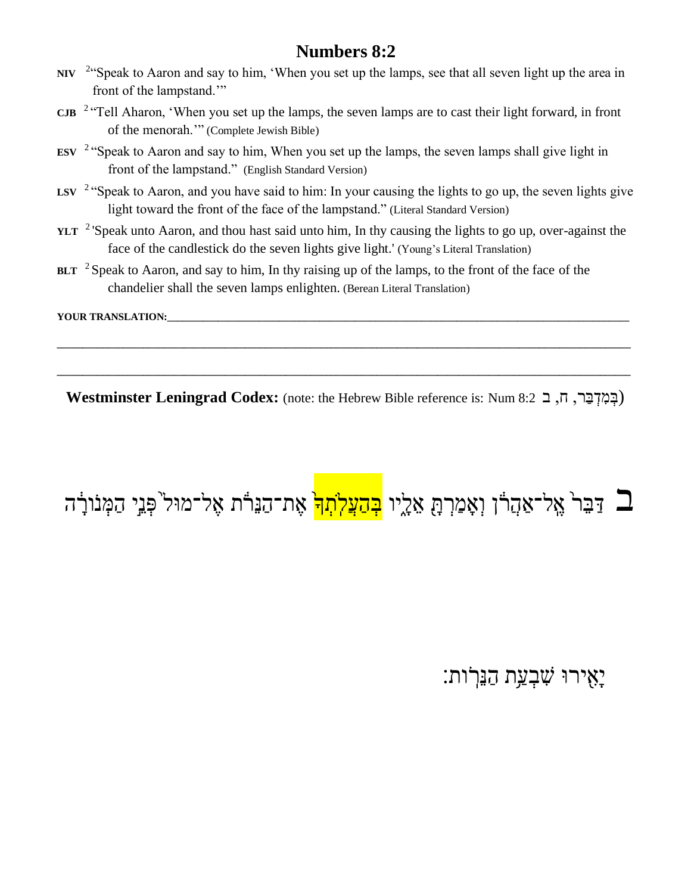# Numbers 8:2

**NIV** [2]"Speak to Aaron and say to him, 'When you set up the lamps, see that all seven light up the area in front of the lampstand.'"

**CJB** [2] "Tell Aharon, 'When you set up the lamps, the seven lamps are to cast their light forward, in front of the menorah.'" (Complete Jewish Bible)

**ESV** [2] "Speak to Aaron and say to him, When you set up the lamps, the seven lamps shall give light in front of the lampstand." (English Standard Version)

**LSV** [2] "Speak to Aaron, and you have said to him: In your causing the lights to go up, the seven lights give light toward the front of the face of the lampstand." (Literal Standard Version)

**YLT** [2] 'Speak unto Aaron, and thou hast said unto him, In thy causing the lights to go up, over-against the face of the candlestick do the seven lights give light.' (Young's Literal Translation)

**BLT** [2] Speak to Aaron, and say to him, In thy raising up of the lamps, to the front of the face of the chandelier shall the seven lamps enlighten. (Berean Literal Translation)

**YOUR TRANSLATION:**\_\_\_\_\_\_\_\_\_\_\_\_\_\_\_\_\_\_\_\_\_\_\_\_\_\_\_\_\_\_\_\_\_\_\_\_\_\_\_\_\_\_\_\_\_\_\_\_\_\_\_\_\_\_\_\_\_\_\_\_\_\_\_\_\_\_\_\_\_\_\_\_\_\_\_\_\_\_\_\_\_\_

\_\_\_\_\_\_\_\_\_\_\_\_\_\_\_\_\_\_\_\_\_\_\_\_\_\_\_\_\_\_\_\_\_\_\_\_\_\_\_\_\_\_\_\_\_\_\_\_\_\_\_\_\_\_\_\_\_\_\_\_\_\_\_\_\_\_\_\_\_\_\_\_\_\_\_\_\_\_\_\_\_\_\_\_\_\_\_\_\_\_\_\_\_\_\_\_\_\_

\_\_\_\_\_\_\_\_\_\_\_\_\_\_\_\_\_\_\_\_\_\_\_\_\_\_\_\_\_\_\_\_\_\_\_\_\_\_\_\_\_\_\_\_\_\_\_\_\_\_\_\_\_\_\_\_\_\_\_\_\_\_\_\_\_\_\_\_\_\_\_\_\_\_\_\_\_\_\_\_\_\_\_\_\_\_\_\_\_\_\_\_\_\_\_\_\_\_

**Westminster Leningrad Codex:** (note: the Hebrew Bible reference is: Num 8:2 בְּמִדְבַּר, ח, ב)

ב דַּבֵּר֙ אֶל־אַהֲרֹ֔ן וְאָמַרְתָּ֖ אֵלָ֑יו בְּהַעֲלֹֽתְךָ֙ אֶת־הַנֵּרֹ֔ת אֶל־מוּל֙ פְּנֵ֣י הַמְּנוֹרָ֔ה

יָאִ֖ירוּ שִׁבְעַ֥ת הַנֵּרֽוֹת׃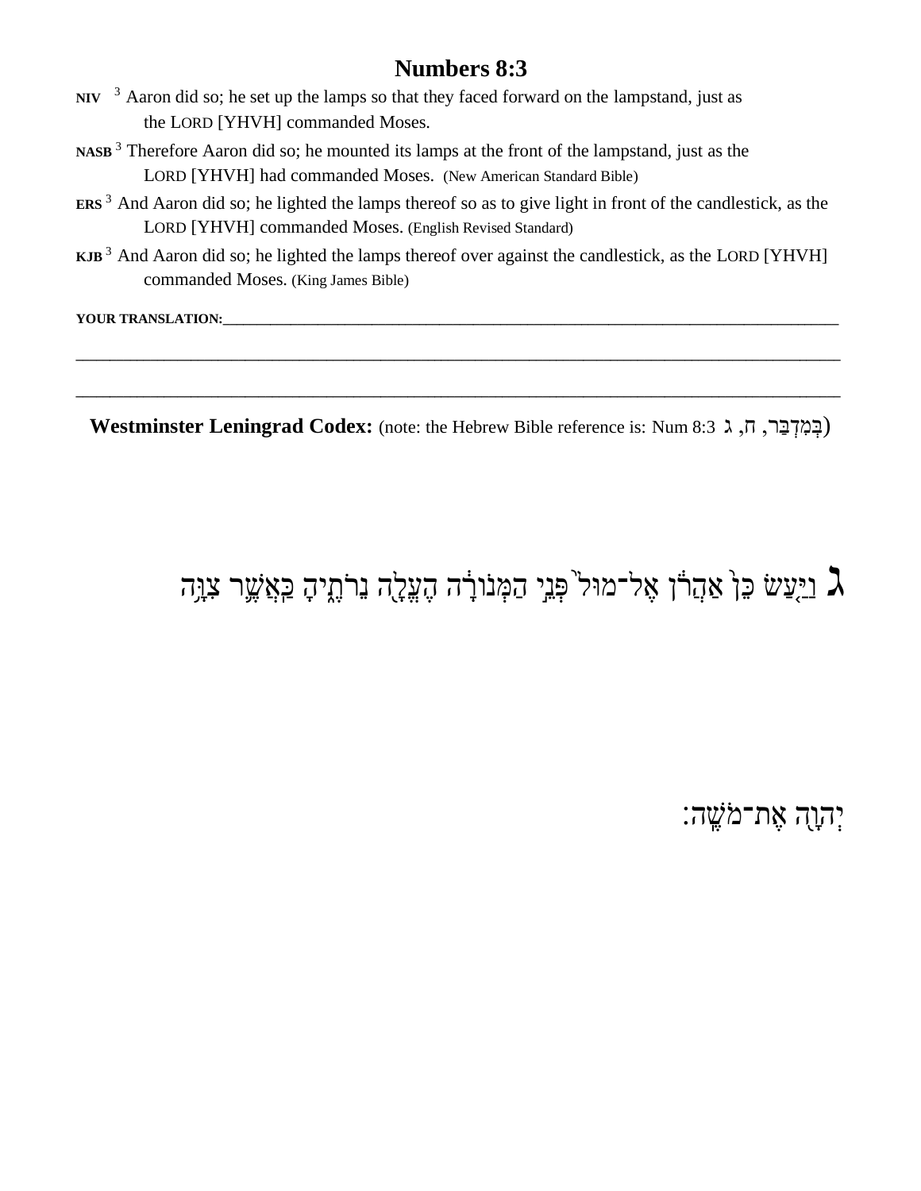# Numbers 8:3

**NIV** [3] Aaron did so; he set up the lamps so that they faced forward on the lampstand, just as the LORD [YHVH] commanded Moses.

**NASB** [3] Therefore Aaron did so; he mounted its lamps at the front of the lampstand, just as the LORD [YHVH] had commanded Moses. (New American Standard Bible)

**ERS** [3] And Aaron did so; he lighted the lamps thereof so as to give light in front of the candlestick, as the LORD [YHVH] commanded Moses. (English Revised Standard)

**KJB** [3] And Aaron did so; he lighted the lamps thereof over against the candlestick, as the LORD [YHVH] commanded Moses. (King James Bible)

**YOUR TRANSLATION:**___________________________________________________________________________

_____________________________________________________________________________________

_____________________________________________________________________________________

**Westminster Leningrad Codex:** (note: the Hebrew Bible reference is: Num 8:3 בְּמִדְבַּר, ח, ג)

ג וַיַּ֤עַשׂ כֵּן֙ אַהֲרֹ֔ן אֶל־מוּל֙ פְּנֵ֣י הַמְּנוֹרָ֔ה הֶעֱלָ֖ה נֵרֹתֶ֑יהָ כַּאֲשֶׁ֛ר צִוָּ֥ה יְהוָ֖ה אֶת־מֹשֶֽׁה׃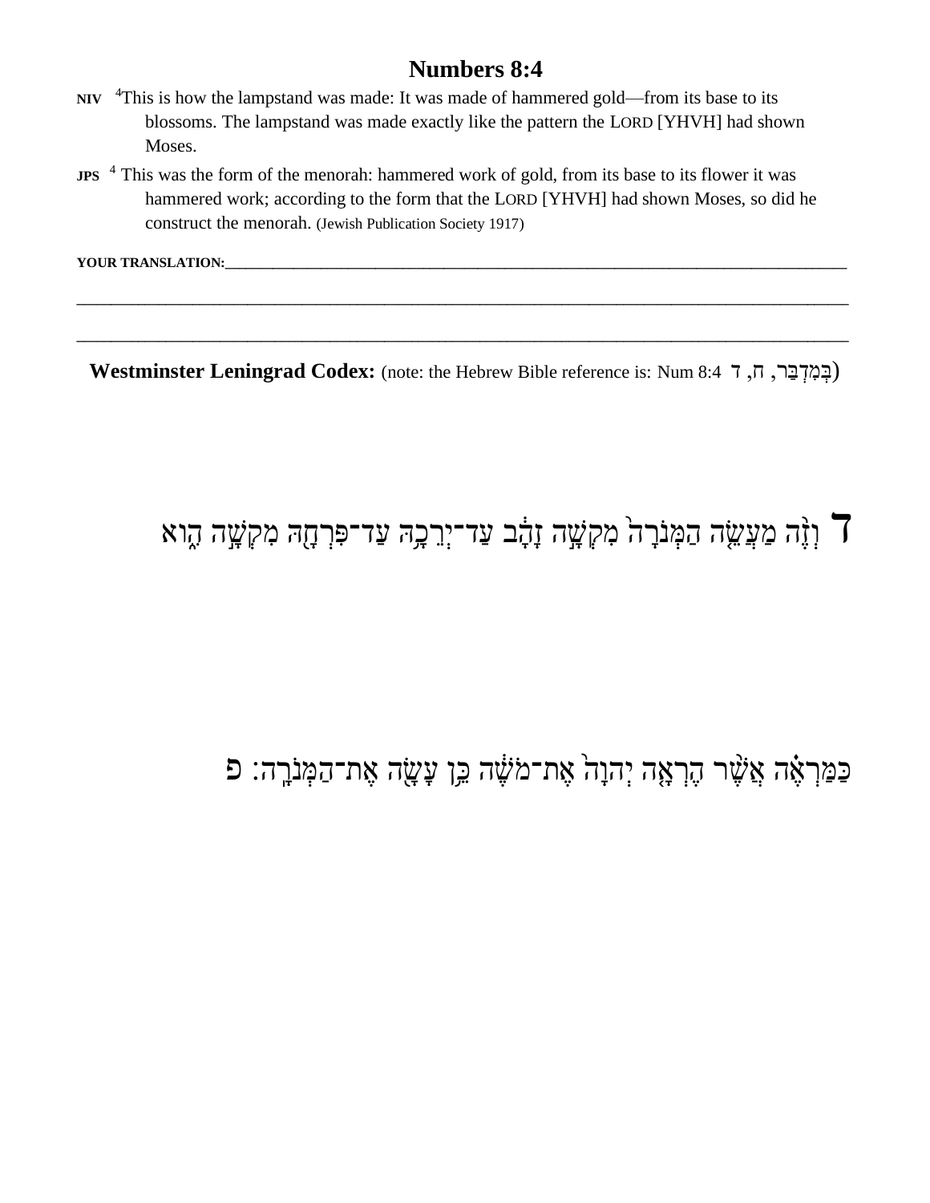# Numbers 8:4

**NIV** [4]This is how the lampstand was made: It was made of hammered gold—from its base to its blossoms. The lampstand was made exactly like the pattern the LORD [YHVH] had shown Moses.

**JPS** [4] This was the form of the menorah: hammered work of gold, from its base to its flower it was hammered work; according to the form that the LORD [YHVH] had shown Moses, so did he construct the menorah. (Jewish Publication Society 1917)

**YOUR TRANSLATION:**_______________________________________________________________________________

_______________________________________________________________________________________________

_______________________________________________________________________________________________

**Westminster Leningrad Codex:** (note: the Hebrew Bible reference is: Num 8:4 בְּמִדְבַּר, ח, ד)

ד וְזֶ֨ה מַעֲשֵׂ֤ה הַמְּנֹרָה֙ מִקְשָׁ֣ה זָהָ֔ב עַד־יְרֵכָ֥הּ עַד־פִּרְחָ֖הּ מִקְשָׁ֣ה הִ֑וא

כַּמַּרְאֶ֗ה אֲשֶׁ֨ר הֶרְאָ֤ה יְהוָה֙ אֶת־מֹשֶׁ֔ה כֵּ֥ן עָשָׂ֖ה אֶת־הַמְּנֹרָֽה׃ פ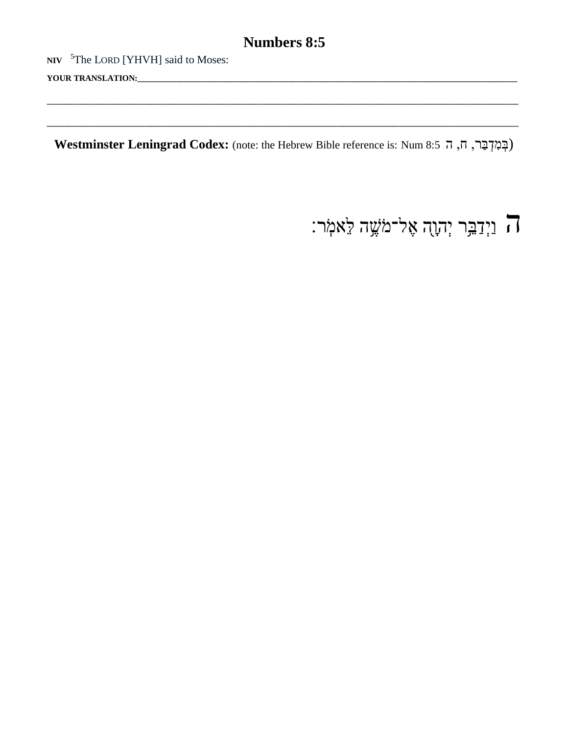# Numbers 8:5

**NIV** [5]The LORD [YHVH] said to Moses:

**YOUR TRANSLATION:**\_\_\_\_\_\_\_\_\_\_\_\_\_\_\_\_\_\_\_\_\_\_\_\_\_\_\_\_\_\_\_\_\_\_\_\_\_\_\_\_\_\_\_\_\_\_\_\_\_\_\_\_\_\_\_\_\_\_\_\_

\_\_\_\_\_\_\_\_\_\_\_\_\_\_\_\_\_\_\_\_\_\_\_\_\_\_\_\_\_\_\_\_\_\_\_\_\_\_\_\_\_\_\_\_\_\_\_\_\_\_\_\_\_\_\_\_\_\_\_\_\_\_\_\_\_\_\_\_\_\_\_\_\_\_\_\_\_\_

\_\_\_\_\_\_\_\_\_\_\_\_\_\_\_\_\_\_\_\_\_\_\_\_\_\_\_\_\_\_\_\_\_\_\_\_\_\_\_\_\_\_\_\_\_\_\_\_\_\_\_\_\_\_\_\_\_\_\_\_\_\_\_\_\_\_\_\_\_\_\_\_\_\_\_\_\_\_

**Westminster Leningrad Codex:** (note: the Hebrew Bible reference is: Num 8:5 בְּמִדְבַּר, ח, ה)

ה וַיְדַבֵּ֥ר יְהוָ֖ה אֶל־מֹשֶׁ֥ה לֵּאמֹֽר׃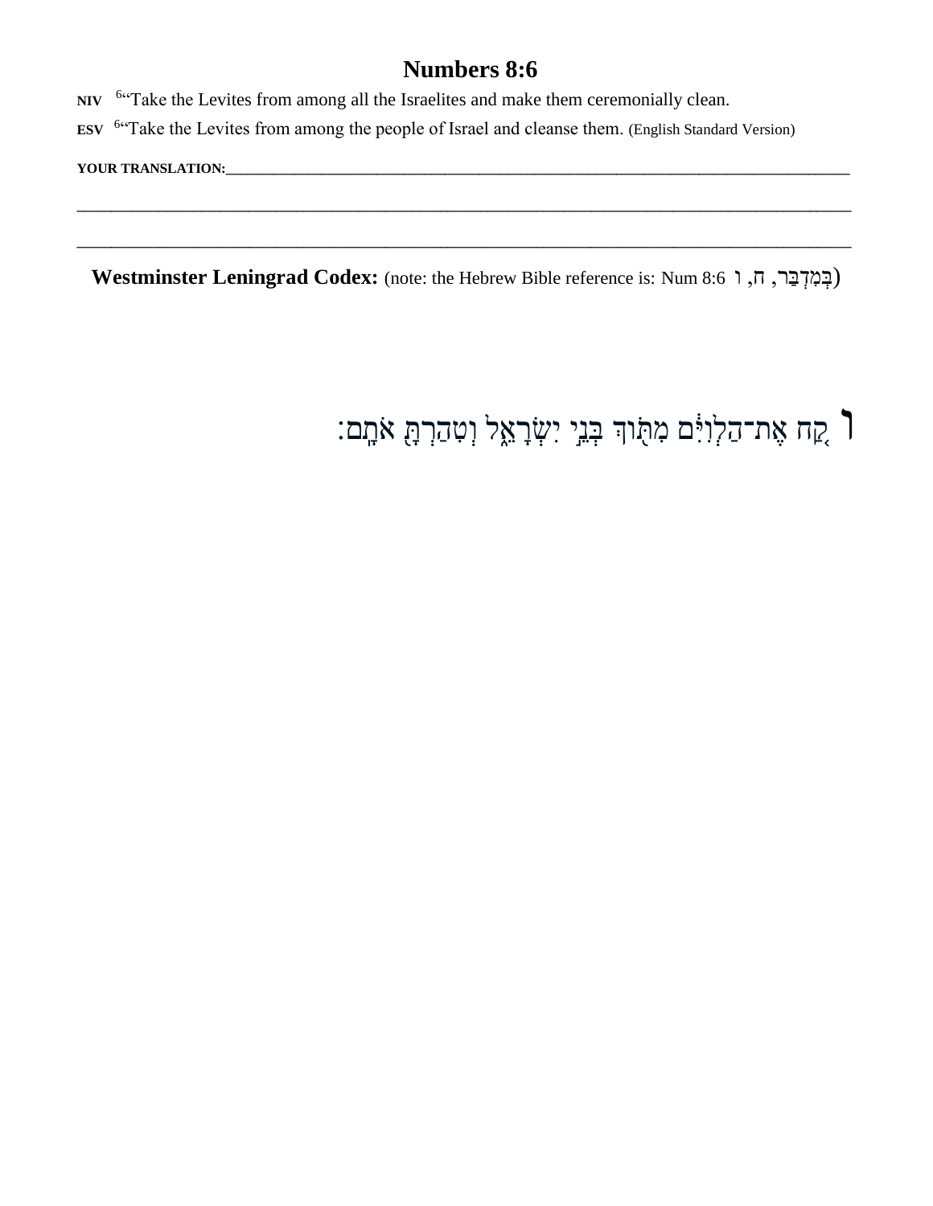# Numbers 8:6

**NIV** [6]"Take the Levites from among all the Israelites and make them ceremonially clean.

**ESV** [6]"Take the Levites from among the people of Israel and cleanse them. (English Standard Version)

**YOUR TRANSLATION:**\_\_\_\_\_\_\_\_\_\_\_\_\_\_\_\_\_\_\_\_\_\_\_\_\_\_\_\_\_\_\_\_\_\_\_\_\_\_\_\_\_\_\_\_\_\_\_\_\_\_\_\_\_\_\_\_\_\_\_\_\_\_\_\_\_\_\_\_\_\_\_\_\_\_\_\_\_\_\_\_\_\_

\_\_\_\_\_\_\_\_\_\_\_\_\_\_\_\_\_\_\_\_\_\_\_\_\_\_\_\_\_\_\_\_\_\_\_\_\_\_\_\_\_\_\_\_\_\_\_\_\_\_\_\_\_\_\_\_\_\_\_\_\_\_\_\_\_\_\_\_\_\_\_\_\_\_\_\_\_\_\_\_\_\_\_\_\_\_\_\_\_\_\_\_\_\_\_\_

\_\_\_\_\_\_\_\_\_\_\_\_\_\_\_\_\_\_\_\_\_\_\_\_\_\_\_\_\_\_\_\_\_\_\_\_\_\_\_\_\_\_\_\_\_\_\_\_\_\_\_\_\_\_\_\_\_\_\_\_\_\_\_\_\_\_\_\_\_\_\_\_\_\_\_\_\_\_\_\_\_\_\_\_\_\_\_\_\_\_\_\_\_\_\_\_

**Westminster Leningrad Codex:** (note: the Hebrew Bible reference is: Num 8:6 בְּמִדְבַּר, ח, ו)

ו קַ֚ח אֶת־הַלְוִיִּ֔ם מִתּ֖וֹךְ בְּנֵ֣י יִשְׂרָאֵ֑ל וְטִהַרְתָּ֖ אֹתָֽם׃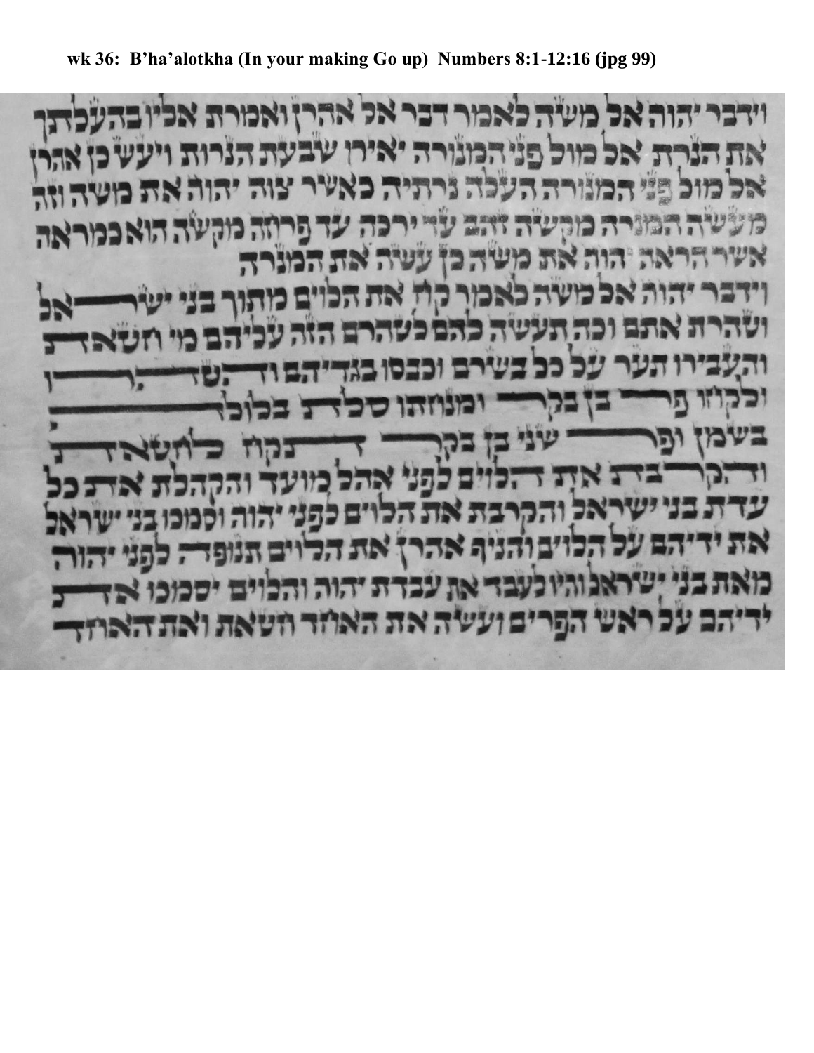**wk 36: B'ha'alotkha (In your making Go up) Numbers 8:1-12:16 (jpg 99)**

וידבר יהוה אל משה לאמר דבר אל אהרן ואמרת אליו בהעלתך
את הנרת אל מול פני המנורה יאירו שבעת הנרות ויעש כן אהרן
אל מול פני המנורה העלה נרתיה כאשר צוה יהוה את משה וזה
מעשה המנרה מקשה זהב עד ירכה עד פרחה מקשה הוא כמראה
אשר הראה יהוה את משה כן עשה את המנרה
וידבר יהוה אל משה לאמר קח את הלוים מתוך בני יש——אל
וטהרת אתם וכה תעשה להם לטהרם הזה עליהם מי חטא——ת
והעבירו תער על כל בשרם וכבסו בגדיהם וה——ט——רו
ולקחו פר—— בן בקר—— ומנחתו סלת בלול——
בשמן ופר—— שני בן בקר—— ת——קח לחטאת
והקר——בת את הלוים לפני אהל מועד והקהלת את כל
עדת בני ישראל והקרבת את הלוים לפני יהוה וסמכו בני ישראל
את ידיהם על הלוים והניף אהרן את הלוים תנופה לפני יהוה
מאת בני ישראל והיו לעבד את עבדת יהוה והלוים יסמכו את——
ידיהם על ראש הפרים ועשה את האחד חטאת ואת האחד